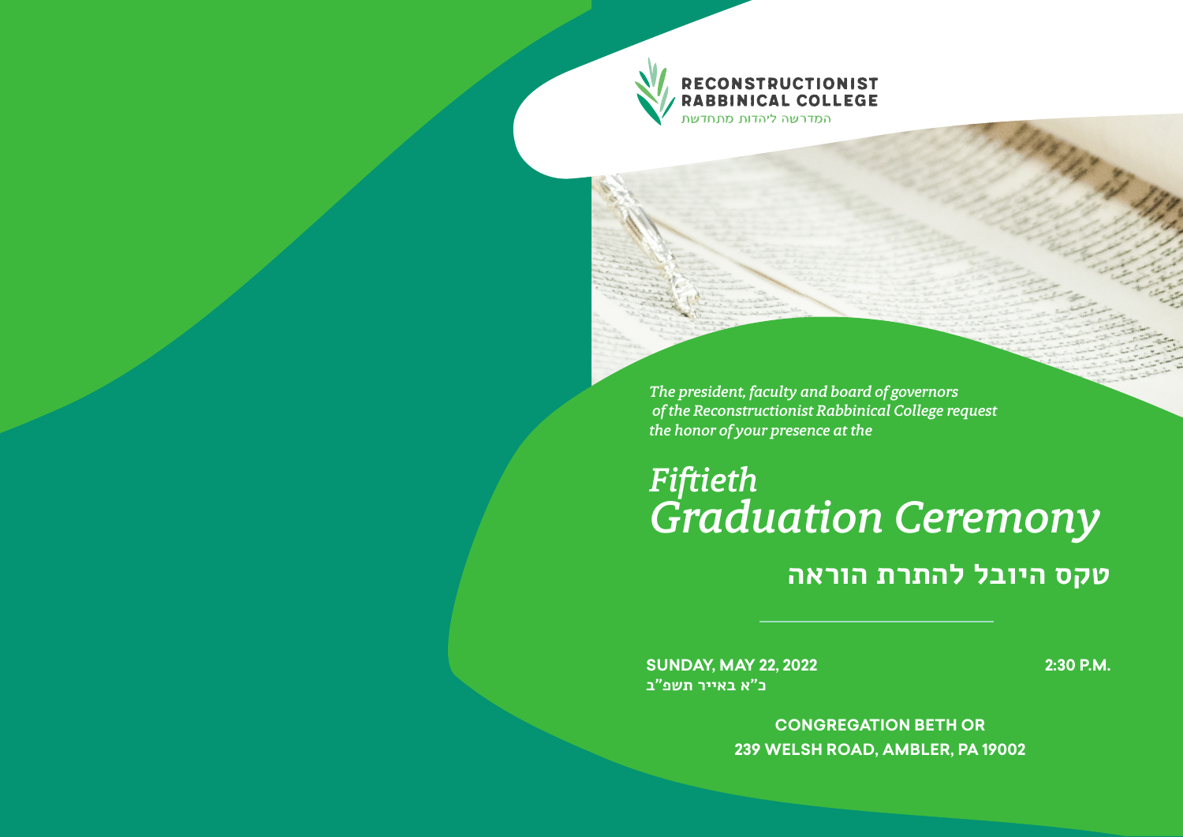**RECONSTRUCTIONIST RABBINICAL COLLEGE**
המדרשה ליהדות מתחדשת

*The president, faculty and board of governors of the Reconstructionist Rabbinical College request the honor of your presence at the*

# *Fiftieth Graduation Ceremony*

## טקס היובל להתרת הוראה

---

**SUNDAY, MAY 22, 2022** **2:30 P.M.**
**כ"א באייר תשפ"ב**

**CONGREGATION BETH OR**
**239 WELSH ROAD, AMBLER, PA 19002**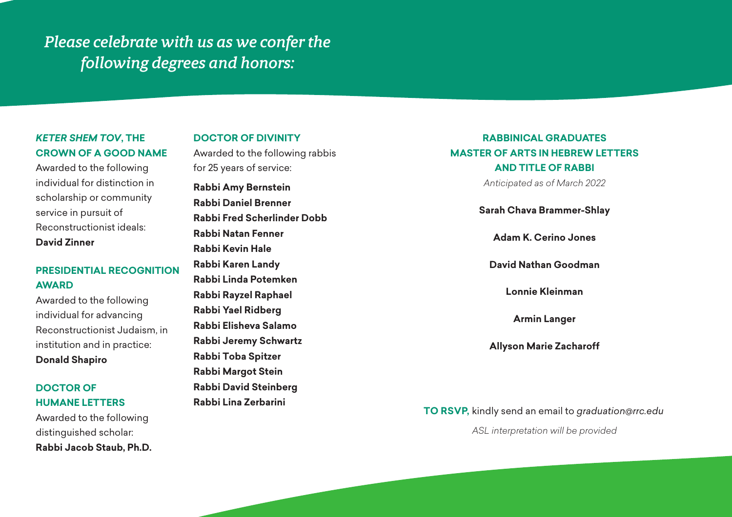*Please celebrate with us as we confer the following degrees and honors:*

### ***KETER SHEM TOV*, THE CROWN OF A GOOD NAME**

Awarded to the following individual for distinction in scholarship or community service in pursuit of Reconstructionist ideals:
**David Zinner**

### PRESIDENTIAL RECOGNITION AWARD

Awarded to the following individual for advancing Reconstructionist Judaism, in institution and in practice:
**Donald Shapiro**

### DOCTOR OF HUMANE LETTERS

Awarded to the following distinguished scholar:
**Rabbi Jacob Staub, Ph.D.**

### DOCTOR OF DIVINITY

Awarded to the following rabbis for 25 years of service:

**Rabbi Amy Bernstein**
**Rabbi Daniel Brenner**
**Rabbi Fred Scherlinder Dobb**
**Rabbi Natan Fenner**
**Rabbi Kevin Hale**
**Rabbi Karen Landy**
**Rabbi Linda Potemken**
**Rabbi Rayzel Raphael**
**Rabbi Yael Ridberg**
**Rabbi Elisheva Salamo**
**Rabbi Jeremy Schwartz**
**Rabbi Toba Spitzer**
**Rabbi Margot Stein**
**Rabbi David Steinberg**
**Rabbi Lina Zerbarini**

### RABBINICAL GRADUATES MASTER OF ARTS IN HEBREW LETTERS AND TITLE OF RABBI

*Anticipated as of March 2022*

**Sarah Chava Brammer-Shlay**

**Adam K. Cerino Jones**

**David Nathan Goodman**

**Lonnie Kleinman**

**Armin Langer**

**Allyson Marie Zacharoff**

**TO RSVP,** kindly send an email to *graduation@rrc.edu*

*ASL interpretation will be provided*